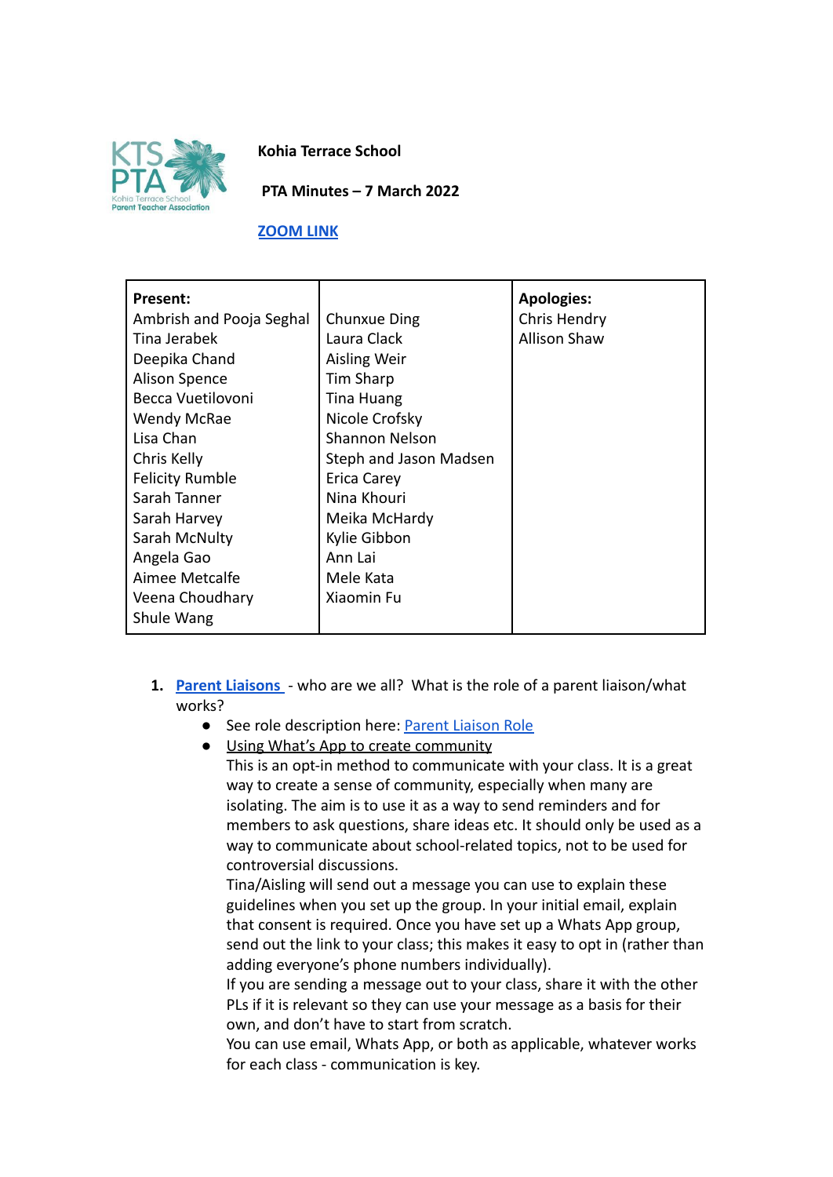**Kohia Terrace School**

**PTA Minutes – 7 March 2022**

**ZOOM LINK**

| **Present:** | | **Apologies:** |
|---|---|---|
| Ambrish and Pooja Seghal | Chunxue Ding | Chris Hendry |
| Tina Jerabek | Laura Clack | Allison Shaw |
| Deepika Chand | Aisling Weir | |
| Alison Spence | Tim Sharp | |
| Becca Vuetilovoni | Tina Huang | |
| Wendy McRae | Nicole Crofsky | |
| Lisa Chan | Shannon Nelson | |
| Chris Kelly | Steph and Jason Madsen | |
| Felicity Rumble | Erica Carey | |
| Sarah Tanner | Nina Khouri | |
| Sarah Harvey | Meika McHardy | |
| Sarah McNulty | Kylie Gibbon | |
| Angela Gao | Ann Lai | |
| Aimee Metcalfe | Mele Kata | |
| Veena Choudhary | Xiaomin Fu | |
| Shule Wang | | |

1. **Parent Liaisons** - who are we all? What is the role of a parent liaison/what works?
   - See role description here: Parent Liaison Role
   - Using What's App to create community

     This is an opt-in method to communicate with your class. It is a great way to create a sense of community, especially when many are isolating. The aim is to use it as a way to send reminders and for members to ask questions, share ideas etc. It should only be used as a way to communicate about school-related topics, not to be used for controversial discussions.

     Tina/Aisling will send out a message you can use to explain these guidelines when you set up the group. In your initial email, explain that consent is required. Once you have set up a Whats App group, send out the link to your class; this makes it easy to opt in (rather than adding everyone's phone numbers individually).

     If you are sending a message out to your class, share it with the other PLs if it is relevant so they can use your message as a basis for their own, and don't have to start from scratch.

     You can use email, Whats App, or both as applicable, whatever works for each class - communication is key.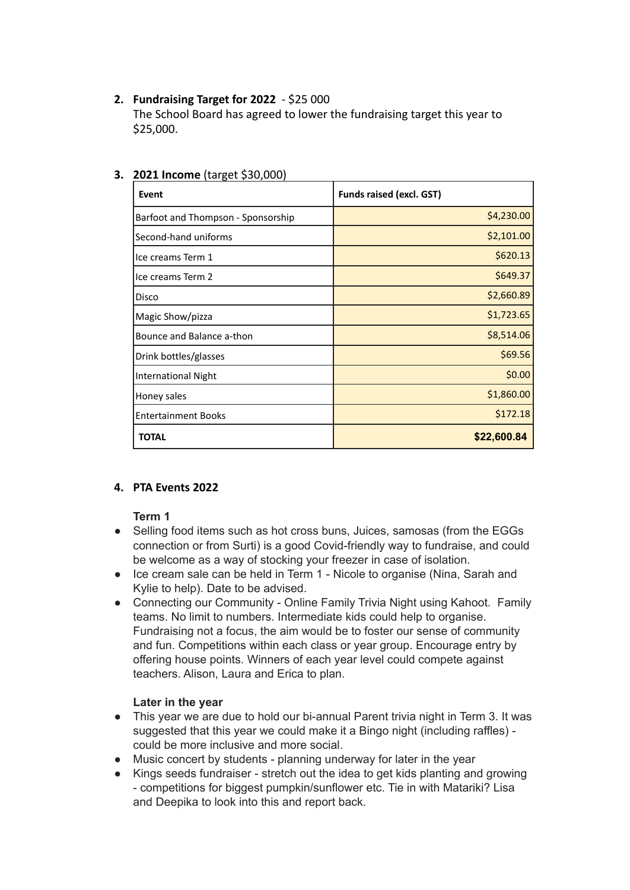2. **Fundraising Target for 2022** - $25 000
   The School Board has agreed to lower the fundraising target this year to $25,000.

3. **2021 Income** (target $30,000)

| Event | Funds raised (excl. GST) |
|---|---|
| Barfoot and Thompson - Sponsorship | $4,230.00 |
| Second-hand uniforms | $2,101.00 |
| Ice creams Term 1 | $620.13 |
| Ice creams Term 2 | $649.37 |
| Disco | $2,660.89 |
| Magic Show/pizza | $1,723.65 |
| Bounce and Balance a-thon | $8,514.06 |
| Drink bottles/glasses | $69.56 |
| International Night | $0.00 |
| Honey sales | $1,860.00 |
| Entertainment Books | $172.18 |
| **TOTAL** | **$22,600.84** |

4. **PTA Events 2022**

   **Term 1**

- Selling food items such as hot cross buns, Juices, samosas (from the EGGs connection or from Surti) is a good Covid-friendly way to fundraise, and could be welcome as a way of stocking your freezer in case of isolation.
- Ice cream sale can be held in Term 1 - Nicole to organise (Nina, Sarah and Kylie to help). Date to be advised.
- Connecting our Community - Online Family Trivia Night using Kahoot. Family teams. No limit to numbers. Intermediate kids could help to organise. Fundraising not a focus, the aim would be to foster our sense of community and fun. Competitions within each class or year group. Encourage entry by offering house points. Winners of each year level could compete against teachers. Alison, Laura and Erica to plan.

   **Later in the year**

- This year we are due to hold our bi-annual Parent trivia night in Term 3. It was suggested that this year we could make it a Bingo night (including raffles) - could be more inclusive and more social.
- Music concert by students - planning underway for later in the year
- Kings seeds fundraiser - stretch out the idea to get kids planting and growing - competitions for biggest pumpkin/sunflower etc. Tie in with Matariki? Lisa and Deepika to look into this and report back.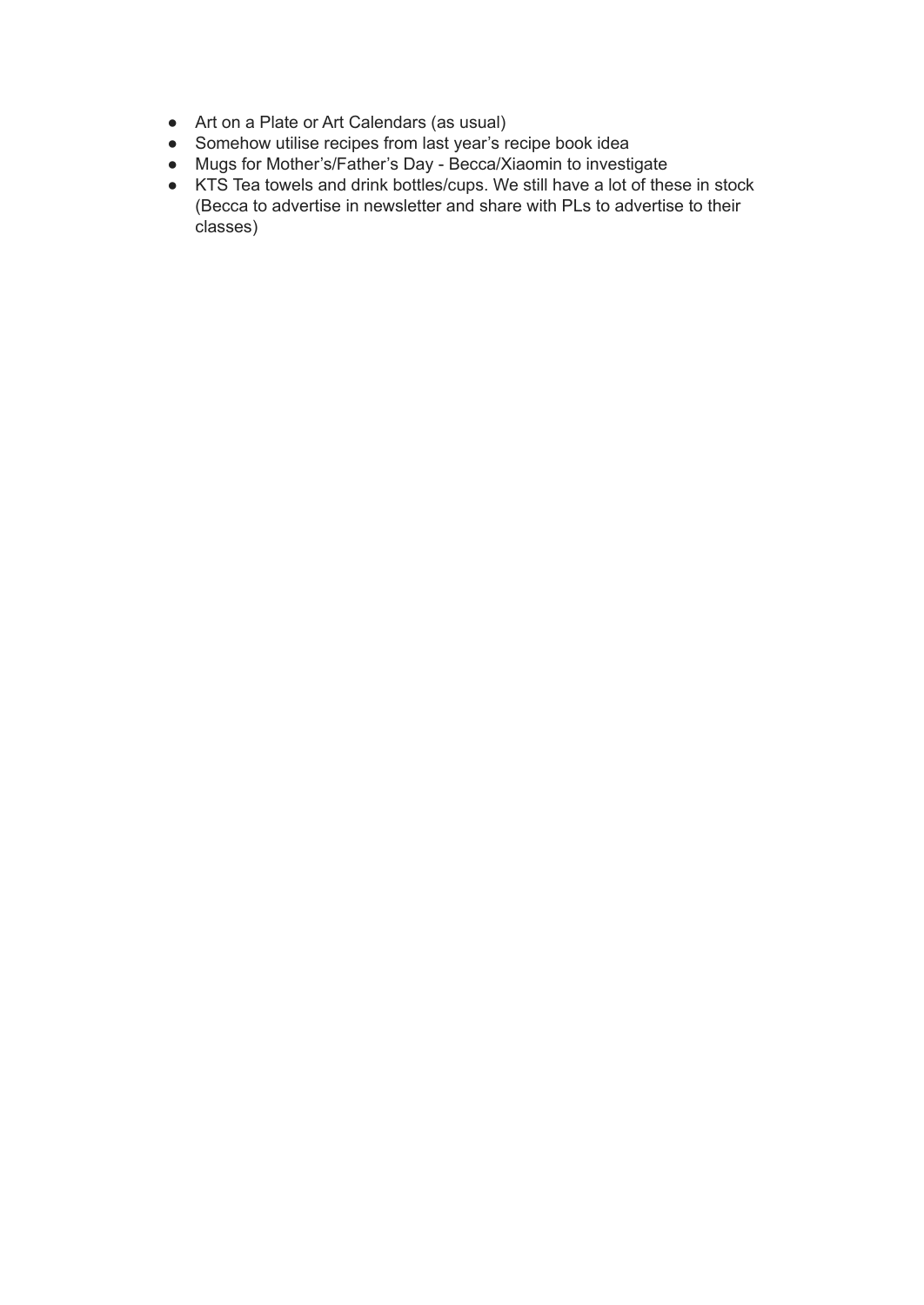- Art on a Plate or Art Calendars (as usual)
- Somehow utilise recipes from last year's recipe book idea
- Mugs for Mother's/Father's Day - Becca/Xiaomin to investigate
- KTS Tea towels and drink bottles/cups. We still have a lot of these in stock (Becca to advertise in newsletter and share with PLs to advertise to their classes)